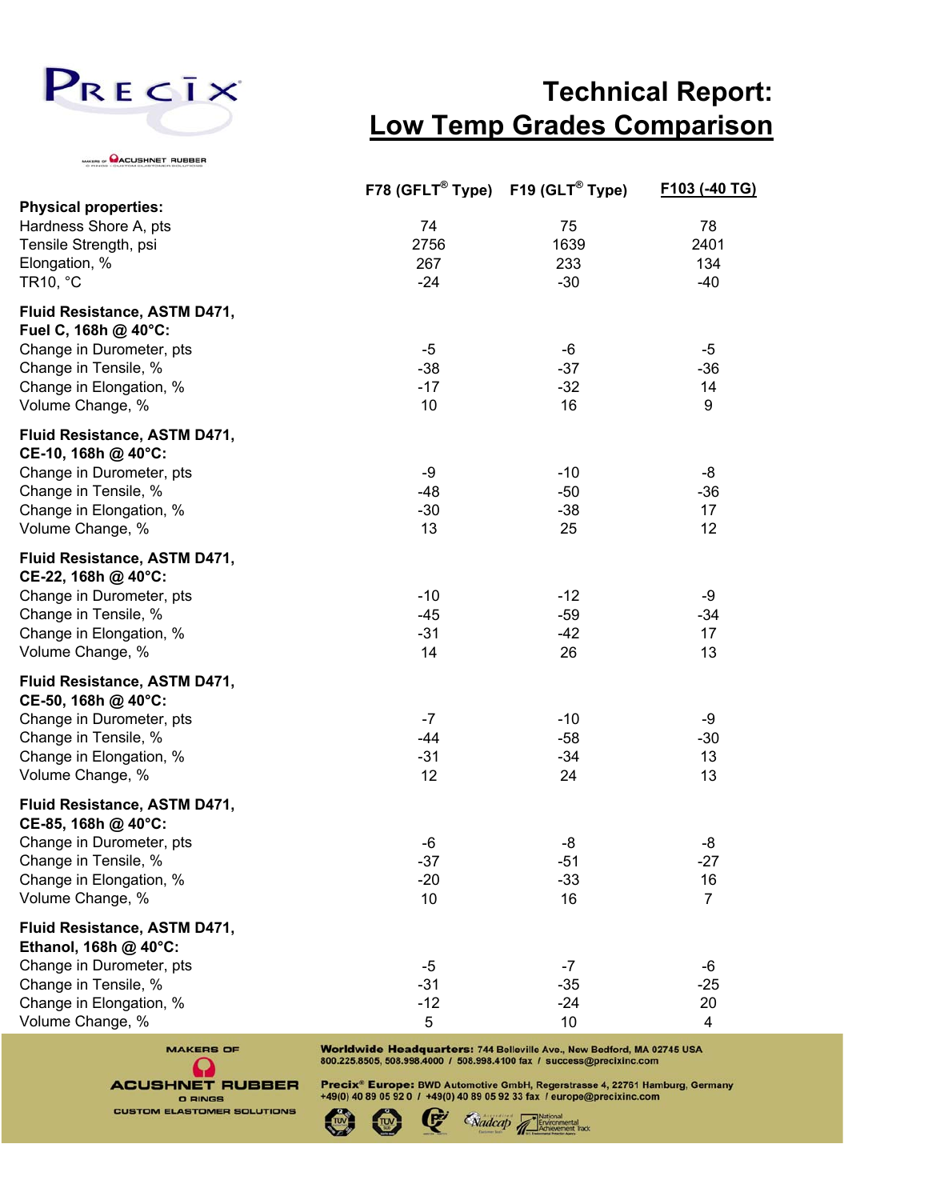# Technical Report: Low Temp Grades Comparison

| | F78 (GFLT® Type) | F19 (GLT® Type) | F103 (-40 TG) |
|---|---|---|---|
| **Physical properties:** | | | |
| Hardness Shore A, pts | 74 | 75 | 78 |
| Tensile Strength, psi | 2756 | 1639 | 2401 |
| Elongation, % | 267 | 233 | 134 |
| TR10, °C | -24 | -30 | -40 |
| **Fluid Resistance, ASTM D471, Fuel C, 168h @ 40°C:** | | | |
| Change in Durometer, pts | -5 | -6 | -5 |
| Change in Tensile, % | -38 | -37 | -36 |
| Change in Elongation, % | -17 | -32 | 14 |
| Volume Change, % | 10 | 16 | 9 |
| **Fluid Resistance, ASTM D471, CE-10, 168h @ 40°C:** | | | |
| Change in Durometer, pts | -9 | -10 | -8 |
| Change in Tensile, % | -48 | -50 | -36 |
| Change in Elongation, % | -30 | -38 | 17 |
| Volume Change, % | 13 | 25 | 12 |
| **Fluid Resistance, ASTM D471, CE-22, 168h @ 40°C:** | | | |
| Change in Durometer, pts | -10 | -12 | -9 |
| Change in Tensile, % | -45 | -59 | -34 |
| Change in Elongation, % | -31 | -42 | 17 |
| Volume Change, % | 14 | 26 | 13 |
| **Fluid Resistance, ASTM D471, CE-50, 168h @ 40°C:** | | | |
| Change in Durometer, pts | -7 | -10 | -9 |
| Change in Tensile, % | -44 | -58 | -30 |
| Change in Elongation, % | -31 | -34 | 13 |
| Volume Change, % | 12 | 24 | 13 |
| **Fluid Resistance, ASTM D471, CE-85, 168h @ 40°C:** | | | |
| Change in Durometer, pts | -6 | -8 | -8 |
| Change in Tensile, % | -37 | -51 | -27 |
| Change in Elongation, % | -20 | -33 | 16 |
| Volume Change, % | 10 | 16 | 7 |
| **Fluid Resistance, ASTM D471, Ethanol, 168h @ 40°C:** | | | |
| Change in Durometer, pts | -5 | -7 | -6 |
| Change in Tensile, % | -31 | -35 | -25 |
| Change in Elongation, % | -12 | -24 | 20 |
| Volume Change, % | 5 | 10 | 4 |

MAKERS OF ACUSHNET RUBBER O RINGS CUSTOM ELASTOMER SOLUTIONS

**Worldwide Headquarters:** 744 Belleville Ave., New Bedford, MA 02745 USA
800.225.8505, 508.998.4000 / 508.998.4100 fax / success@precixinc.com

**Precix® Europe:** BWD Automotive GmbH, Regerstrasse 4, 22761 Hamburg, Germany
+49(0) 40 89 05 92 0 / +49(0) 40 89 05 92 33 fax / europe@precixinc.com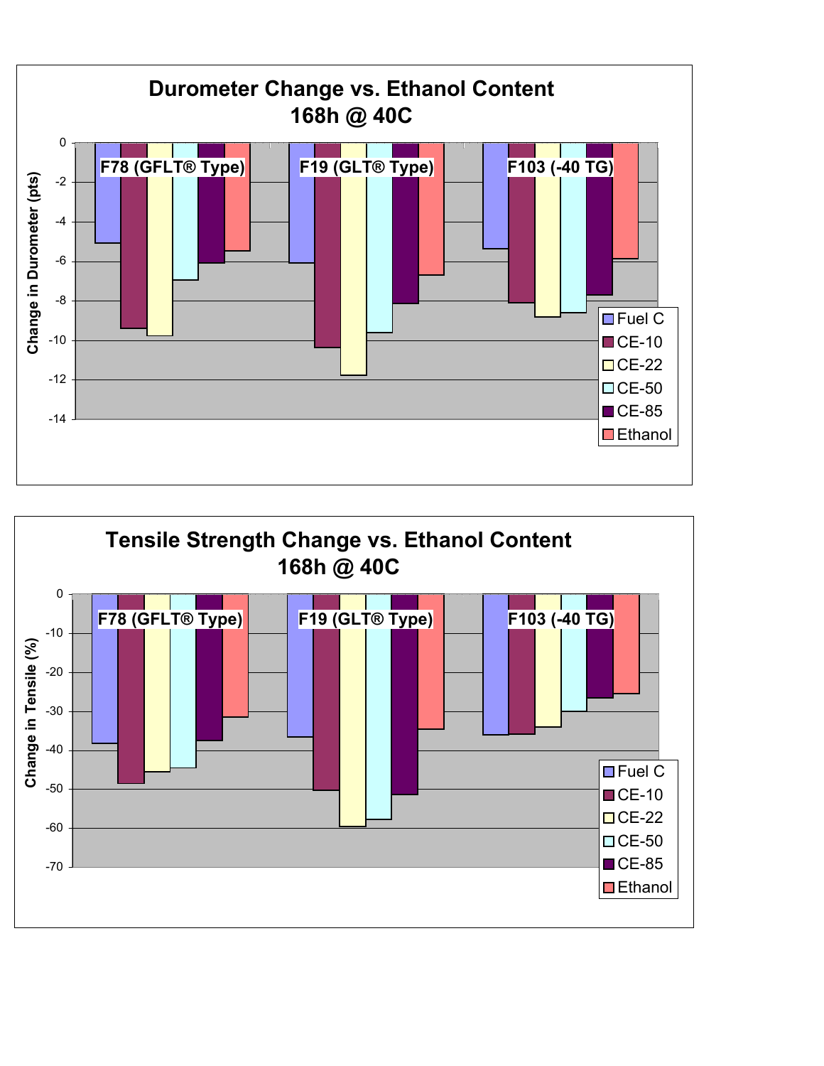## Durometer Change vs. Ethanol Content
## 168h @ 40C

Change in Durometer (pts)

0, -2, -4, -6, -8, -10, -12, -14

F78 (GFLT® Type) | F19 (GLT® Type) | F103 (-40 TG)

- Fuel C
- CE-10
- CE-22
- CE-50
- CE-85
- Ethanol

## Tensile Strength Change vs. Ethanol Content
## 168h @ 40C

Change in Tensile (%)

0, -10, -20, -30, -40, -50, -60, -70

F78 (GFLT® Type) | F19 (GLT® Type) | F103 (-40 TG)

- Fuel C
- CE-10
- CE-22
- CE-50
- CE-85
- Ethanol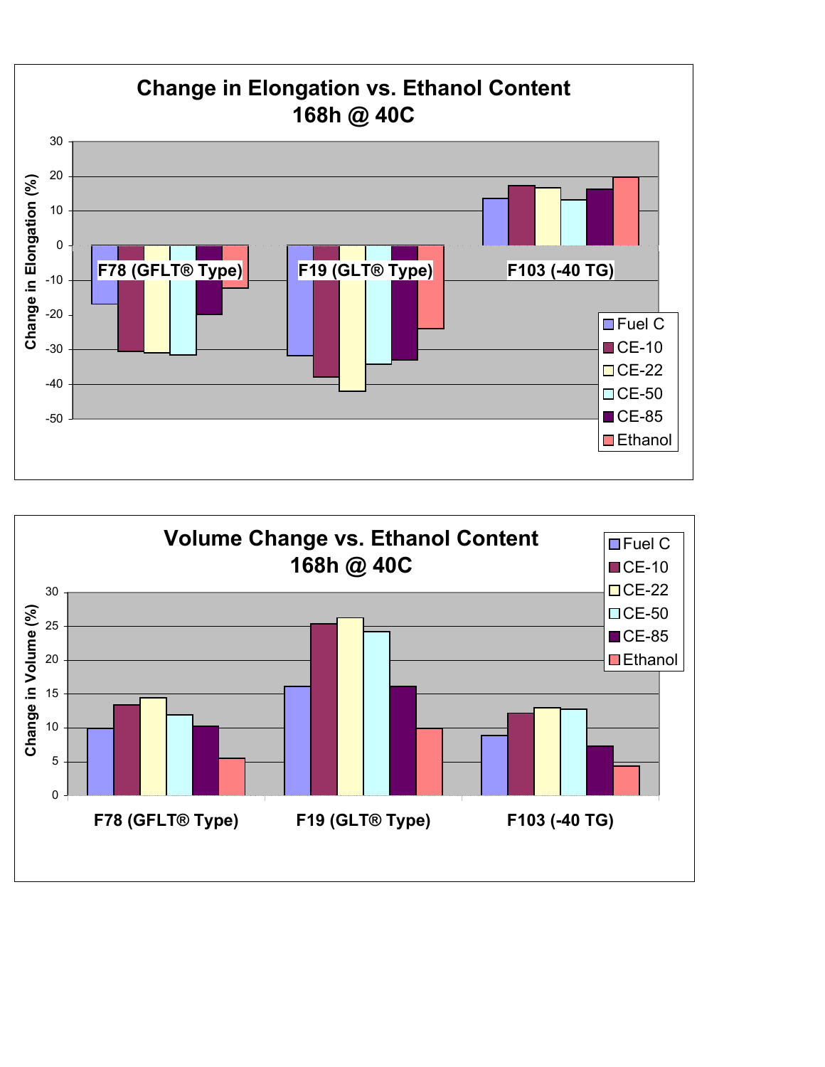Change in Elongation vs. Ethanol Content
168h @ 40C

Change in Elongation (%)

30
20
10
0
-10
-20
-30
-40
-50

F78 (GFLT® Type)
F19 (GLT® Type)
F103 (-40 TG)

Fuel C
CE-10
CE-22
CE-50
CE-85
Ethanol

Volume Change vs. Ethanol Content
168h @ 40C

Change in Volume (%)

30
25
20
15
10
5
0

F78 (GFLT® Type)
F19 (GLT® Type)
F103 (-40 TG)

Fuel C
CE-10
CE-22
CE-50
CE-85
Ethanol